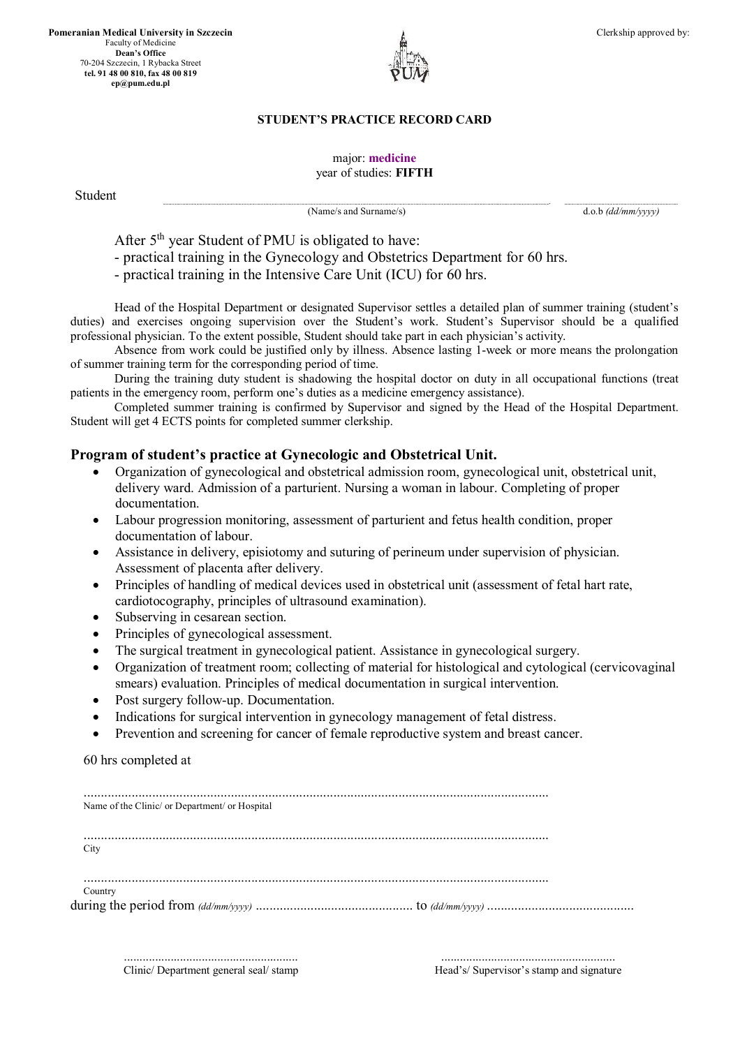**Pomeranian Medical University in Szczecin**
Faculty of Medicine
**Dean's Office**
70-204 Szczecin, 1 Rybacka Street
**tel. 91 48 00 810, fax 48 00 819**
**ep@pum.edu.pl**

Clerkship approved by:

**STUDENT'S PRACTICE RECORD CARD**

major: **medicine**
year of studies: **FIFTH**

Student ........................................................................................ ........................................
(Name/s and Surname/s) d.o.b *(dd/mm/yyyy)*

After 5th year Student of PMU is obligated to have:
- practical training in the Gynecology and Obstetrics Department for 60 hrs.
- practical training in the Intensive Care Unit (ICU) for 60 hrs.

Head of the Hospital Department or designated Supervisor settles a detailed plan of summer training (student's duties) and exercises ongoing supervision over the Student's work. Student's Supervisor should be a qualified professional physician. To the extent possible, Student should take part in each physician's activity.

Absence from work could be justified only by illness. Absence lasting 1-week or more means the prolongation of summer training term for the corresponding period of time.

During the training duty student is shadowing the hospital doctor on duty in all occupational functions (treat patients in the emergency room, perform one's duties as a medicine emergency assistance).

Completed summer training is confirmed by Supervisor and signed by the Head of the Hospital Department. Student will get 4 ECTS points for completed summer clerkship.

## Program of student's practice at Gynecologic and Obstetrical Unit.

- Organization of gynecological and obstetrical admission room, gynecological unit, obstetrical unit, delivery ward. Admission of a parturient. Nursing a woman in labour. Completing of proper documentation.
- Labour progression monitoring, assessment of parturient and fetus health condition, proper documentation of labour.
- Assistance in delivery, episiotomy and suturing of perineum under supervision of physician. Assessment of placenta after delivery.
- Principles of handling of medical devices used in obstetrical unit (assessment of fetal hart rate, cardiotocography, principles of ultrasound examination).
- Subserving in cesarean section.
- Principles of gynecological assessment.
- The surgical treatment in gynecological patient. Assistance in gynecological surgery.
- Organization of treatment room; collecting of material for histological and cytological (cervicovaginal smears) evaluation. Principles of medical documentation in surgical intervention.
- Post surgery follow-up. Documentation.
- Indications for surgical intervention in gynecology management of fetal distress.
- Prevention and screening for cancer of female reproductive system and breast cancer.

60 hrs completed at

........................................................................................................................................
Name of the Clinic/ or Department/ or Hospital

........................................................................................................................................
City

........................................................................................................................................
Country

during the period from *(dd/mm/yyyy)* .............................................. to *(dd/mm/yyyy)* ...........................................

...................................................... ......................................................
Clinic/ Department general seal/ stamp Head's/ Supervisor's stamp and signature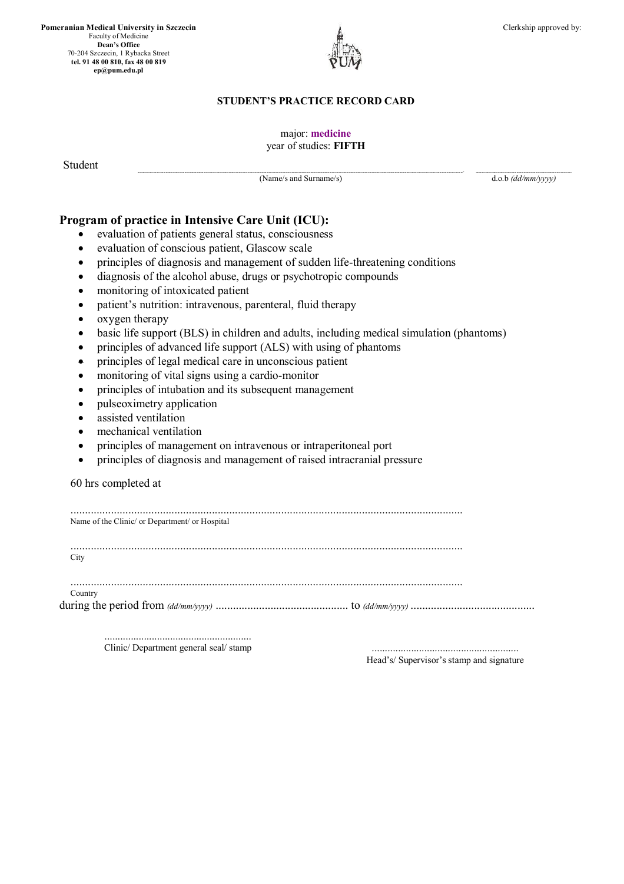**Pomeranian Medical University in Szczecin**
Faculty of Medicine
**Dean's Office**
70-204 Szczecin, 1 Rybacka Street
**tel. 91 48 00 810, fax 48 00 819**
**ep@pum.edu.pl**

Clerkship approved by:

**STUDENT'S PRACTICE RECORD CARD**

major: **medicine**
year of studies: **FIFTH**

Student ................................................................................................ ..........................................
(Name/s and Surname/s) d.o.b *(dd/mm/yyyy)*

## Program of practice in Intensive Care Unit (ICU):

- evaluation of patients general status, consciousness
- evaluation of conscious patient, Glascow scale
- principles of diagnosis and management of sudden life-threatening conditions
- diagnosis of the alcohol abuse, drugs or psychotropic compounds
- monitoring of intoxicated patient
- patient's nutrition: intravenous, parenteral, fluid therapy
- oxygen therapy
- basic life support (BLS) in children and adults, including medical simulation (phantoms)
- principles of advanced life support (ALS) with using of phantoms
- principles of legal medical care in unconscious patient
- monitoring of vital signs using a cardio-monitor
- principles of intubation and its subsequent management
- pulseoximetry application
- assisted ventilation
- mechanical ventilation
- principles of management on intravenous or intraperitoneal port
- principles of diagnosis and management of raised intracranial pressure

60 hrs completed at

......................................................................................................................................
Name of the Clinic/ or Department/ or Hospital

......................................................................................................................................
City

......................................................................................................................................
Country

during the period from *(dd/mm/yyyy)* .............................................. to *(dd/mm/yyyy)* ...........................................

.......................................................
Clinic/ Department general seal/ stamp

.......................................................
Head's/ Supervisor's stamp and signature